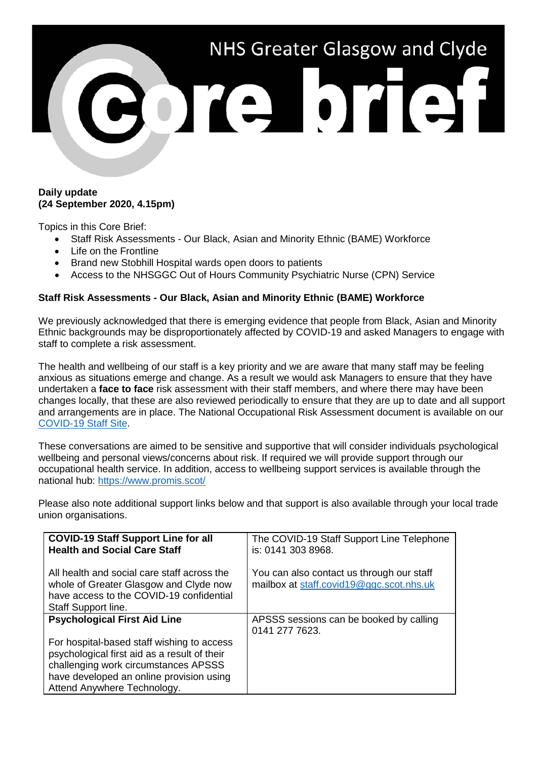# NHS Greater Glasgow and Clyde Core brief

**Daily update**
**(24 September 2020, 4.15pm)**

Topics in this Core Brief:

- Staff Risk Assessments - Our Black, Asian and Minority Ethnic (BAME) Workforce
- Life on the Frontline
- Brand new Stobhill Hospital wards open doors to patients
- Access to the NHSGGC Out of Hours Community Psychiatric Nurse (CPN) Service

## Staff Risk Assessments - Our Black, Asian and Minority Ethnic (BAME) Workforce

We previously acknowledged that there is emerging evidence that people from Black, Asian and Minority Ethnic backgrounds may be disproportionately affected by COVID-19 and asked Managers to engage with staff to complete a risk assessment.

The health and wellbeing of our staff is a key priority and we are aware that many staff may be feeling anxious as situations emerge and change. As a result we would ask Managers to ensure that they have undertaken a **face to face** risk assessment with their staff members, and where there may have been changes locally, that these are also reviewed periodically to ensure that they are up to date and all support and arrangements are in place. The National Occupational Risk Assessment document is available on our COVID-19 Staff Site.

These conversations are aimed to be sensitive and supportive that will consider individuals psychological wellbeing and personal views/concerns about risk. If required we will provide support through our occupational health service. In addition, access to wellbeing support services is available through the national hub: https://www.promis.scot/

Please also note additional support links below and that support is also available through your local trade union organisations.

| | |
|---|---|
| **COVID-19 Staff Support Line for all Health and Social Care Staff**<br><br>All health and social care staff across the whole of Greater Glasgow and Clyde now have access to the COVID-19 confidential Staff Support line. | The COVID-19 Staff Support Line Telephone is: 0141 303 8968.<br><br>You can also contact us through our staff mailbox at staff.covid19@ggc.scot.nhs.uk |
| **Psychological First Aid Line**<br><br>For hospital-based staff wishing to access psychological first aid as a result of their challenging work circumstances APSSS have developed an online provision using Attend Anywhere Technology. | APSSS sessions can be booked by calling 0141 277 7623. |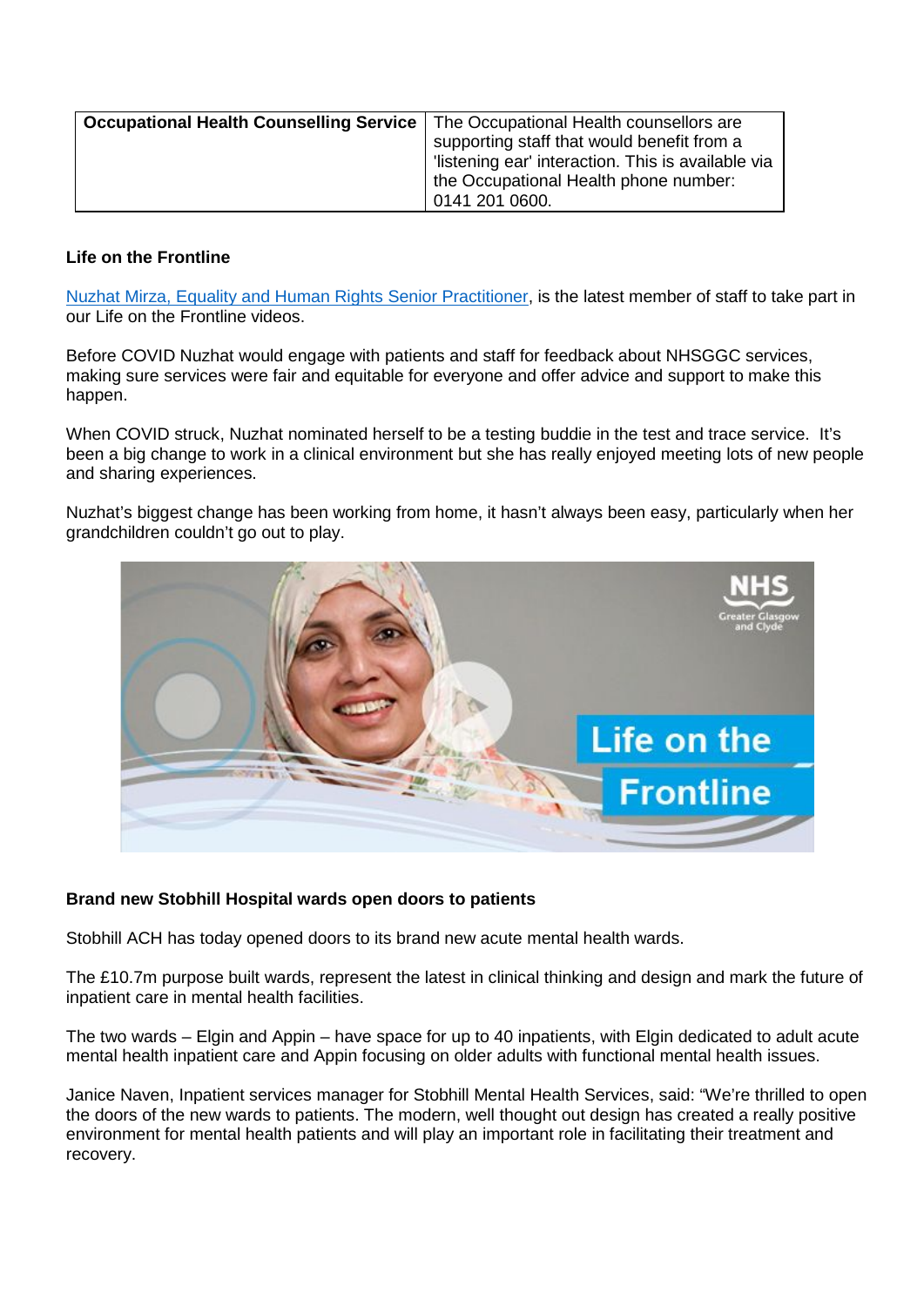| **Occupational Health Counselling Service** | The Occupational Health counsellors are supporting staff that would benefit from a 'listening ear' interaction. This is available via the Occupational Health phone number: 0141 201 0600. |
|---|---|

**Life on the Frontline**

Nuzhat Mirza, Equality and Human Rights Senior Practitioner, is the latest member of staff to take part in our Life on the Frontline videos.

Before COVID Nuzhat would engage with patients and staff for feedback about NHSGGC services, making sure services were fair and equitable for everyone and offer advice and support to make this happen.

When COVID struck, Nuzhat nominated herself to be a testing buddie in the test and trace service. It's been a big change to work in a clinical environment but she has really enjoyed meeting lots of new people and sharing experiences.

Nuzhat's biggest change has been working from home, it hasn't always been easy, particularly when her grandchildren couldn't go out to play.

**Brand new Stobhill Hospital wards open doors to patients**

Stobhill ACH has today opened doors to its brand new acute mental health wards.

The £10.7m purpose built wards, represent the latest in clinical thinking and design and mark the future of inpatient care in mental health facilities.

The two wards – Elgin and Appin – have space for up to 40 inpatients, with Elgin dedicated to adult acute mental health inpatient care and Appin focusing on older adults with functional mental health issues.

Janice Naven, Inpatient services manager for Stobhill Mental Health Services, said: "We're thrilled to open the doors of the new wards to patients. The modern, well thought out design has created a really positive environment for mental health patients and will play an important role in facilitating their treatment and recovery.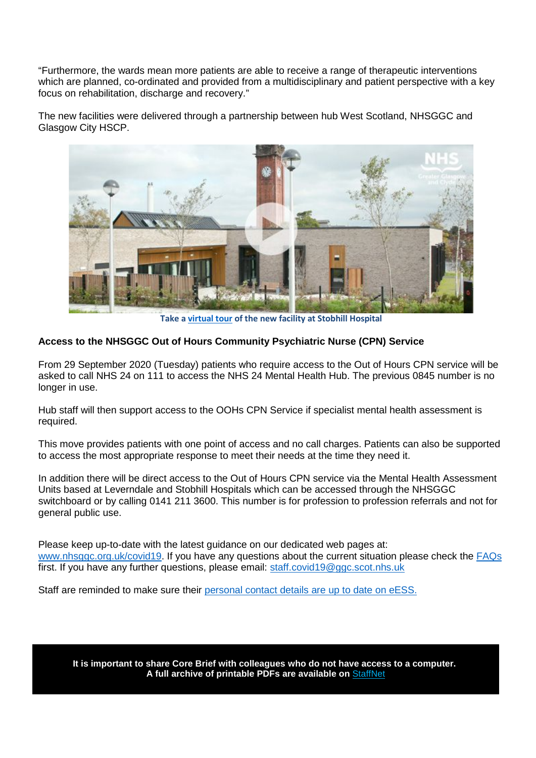"Furthermore, the wards mean more patients are able to receive a range of therapeutic interventions which are planned, co-ordinated and provided from a multidisciplinary and patient perspective with a key focus on rehabilitation, discharge and recovery."

The new facilities were delivered through a partnership between hub West Scotland, NHSGGC and Glasgow City HSCP.

**Take a virtual tour of the new facility at Stobhill Hospital**

**Access to the NHSGGC Out of Hours Community Psychiatric Nurse (CPN) Service**

From 29 September 2020 (Tuesday) patients who require access to the Out of Hours CPN service will be asked to call NHS 24 on 111 to access the NHS 24 Mental Health Hub. The previous 0845 number is no longer in use.

Hub staff will then support access to the OOHs CPN Service if specialist mental health assessment is required.

This move provides patients with one point of access and no call charges. Patients can also be supported to access the most appropriate response to meet their needs at the time they need it.

In addition there will be direct access to the Out of Hours CPN service via the Mental Health Assessment Units based at Leverndale and Stobhill Hospitals which can be accessed through the NHSGGC switchboard or by calling 0141 211 3600. This number is for profession to profession referrals and not for general public use.

Please keep up-to-date with the latest guidance on our dedicated web pages at: www.nhsggc.org.uk/covid19. If you have any questions about the current situation please check the FAQs first. If you have any further questions, please email: staff.covid19@ggc.scot.nhs.uk

Staff are reminded to make sure their personal contact details are up to date on eESS.

**It is important to share Core Brief with colleagues who do not have access to a computer.**
**A full archive of printable PDFs are available on StaffNet**